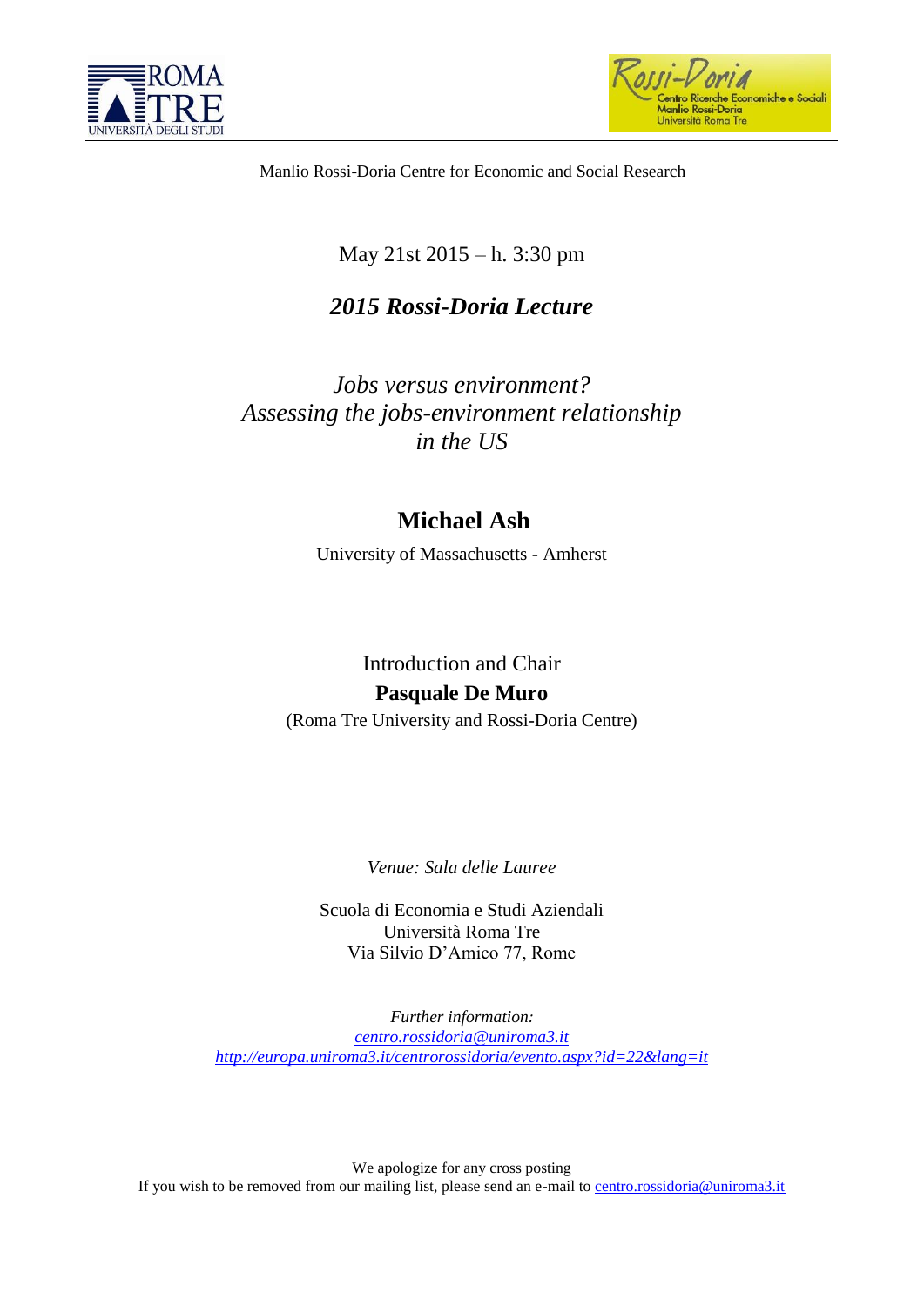Manlio Rossi-Doria Centre for Economic and Social Research

May 21st 2015 – h. 3:30 pm

## *2015 Rossi-Doria Lecture*

*Jobs versus environment?*
*Assessing the jobs-environment relationship in the US*

## Michael Ash

University of Massachusetts - Amherst

Introduction and Chair

**Pasquale De Muro**

(Roma Tre University and Rossi-Doria Centre)

*Venue: Sala delle Lauree*

Scuola di Economia e Studi Aziendali
Università Roma Tre
Via Silvio D'Amico 77, Rome

*Further information:*
*centro.rossidoria@uniroma3.it*
*http://europa.uniroma3.it/centrorossidoria/evento.aspx?id=22&lang=it*

We apologize for any cross posting
If you wish to be removed from our mailing list, please send an e-mail to centro.rossidoria@uniroma3.it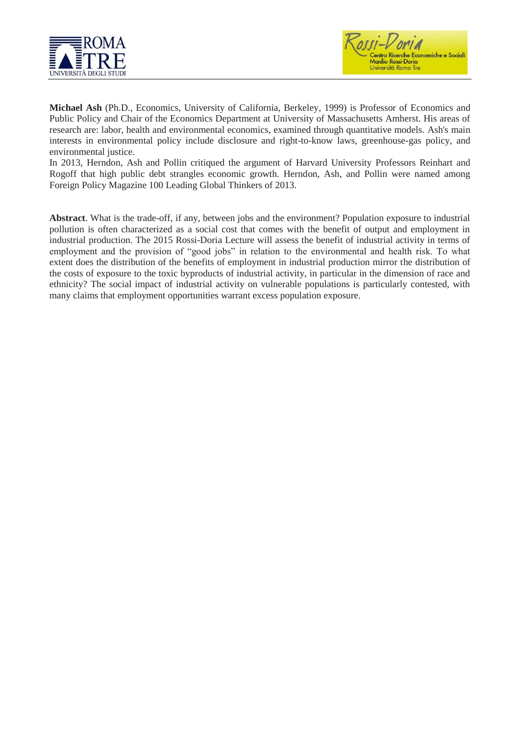**Michael Ash** (Ph.D., Economics, University of California, Berkeley, 1999) is Professor of Economics and Public Policy and Chair of the Economics Department at University of Massachusetts Amherst. His areas of research are: labor, health and environmental economics, examined through quantitative models. Ash's main interests in environmental policy include disclosure and right-to-know laws, greenhouse-gas policy, and environmental justice.

In 2013, Herndon, Ash and Pollin critiqued the argument of Harvard University Professors Reinhart and Rogoff that high public debt strangles economic growth. Herndon, Ash, and Pollin were named among Foreign Policy Magazine 100 Leading Global Thinkers of 2013.

**Abstract**. What is the trade-off, if any, between jobs and the environment? Population exposure to industrial pollution is often characterized as a social cost that comes with the benefit of output and employment in industrial production. The 2015 Rossi-Doria Lecture will assess the benefit of industrial activity in terms of employment and the provision of "good jobs" in relation to the environmental and health risk. To what extent does the distribution of the benefits of employment in industrial production mirror the distribution of the costs of exposure to the toxic byproducts of industrial activity, in particular in the dimension of race and ethnicity? The social impact of industrial activity on vulnerable populations is particularly contested, with many claims that employment opportunities warrant excess population exposure.